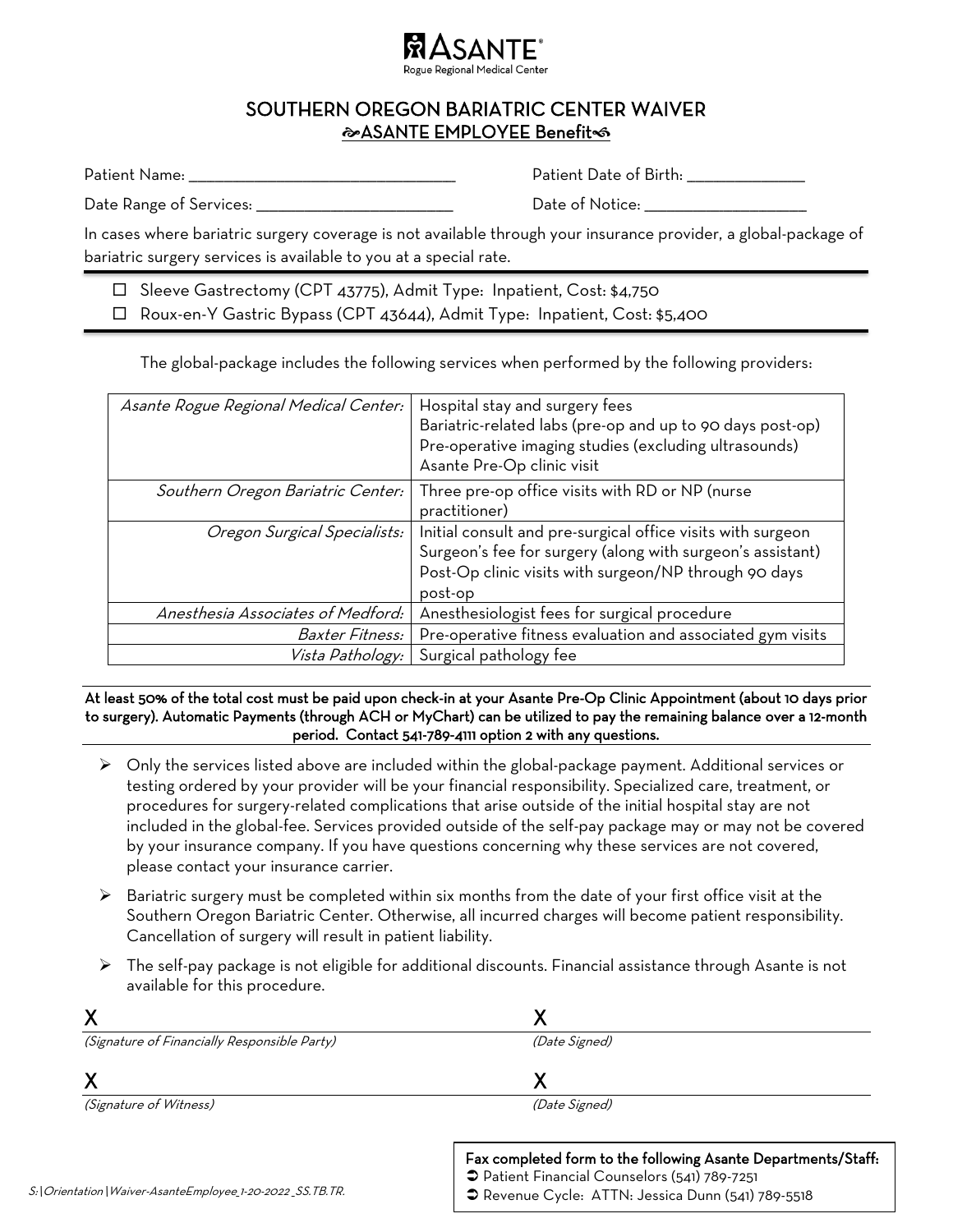**ASANTE®**
Rogue Regional Medical Center

# SOUTHERN OREGON BARIATRIC CENTER WAIVER

## ASANTE EMPLOYEE Benefit

Patient Name: ______________________________ Patient Date of Birth: _____________

Date Range of Services: ______________________ Date of Notice: ___________________

In cases where bariatric surgery coverage is not available through your insurance provider, a global-package of bariatric surgery services is available to you at a special rate.

- ☐ Sleeve Gastrectomy (CPT 43775), Admit Type: Inpatient, Cost: $4,750
- ☐ Roux-en-Y Gastric Bypass (CPT 43644), Admit Type: Inpatient, Cost: $5,400

The global-package includes the following services when performed by the following providers:

| Provider | Services |
|---|---|
| *Asante Rogue Regional Medical Center:* | Hospital stay and surgery fees<br>Bariatric-related labs (pre-op and up to 90 days post-op)<br>Pre-operative imaging studies (excluding ultrasounds)<br>Asante Pre-Op clinic visit |
| *Southern Oregon Bariatric Center:* | Three pre-op office visits with RD or NP (nurse practitioner) |
| *Oregon Surgical Specialists:* | Initial consult and pre-surgical office visits with surgeon<br>Surgeon's fee for surgery (along with surgeon's assistant)<br>Post-Op clinic visits with surgeon/NP through 90 days post-op |
| *Anesthesia Associates of Medford:* | Anesthesiologist fees for surgical procedure |
| *Baxter Fitness:* | Pre-operative fitness evaluation and associated gym visits |
| *Vista Pathology:* | Surgical pathology fee |

**At least 50% of the total cost must be paid upon check-in at your Asante Pre-Op Clinic Appointment (about 10 days prior to surgery). Automatic Payments (through ACH or MyChart) can be utilized to pay the remaining balance over a 12-month period. Contact 541-789-4111 option 2 with any questions.**

- Only the services listed above are included within the global-package payment. Additional services or testing ordered by your provider will be your financial responsibility. Specialized care, treatment, or procedures for surgery-related complications that arise outside of the initial hospital stay are not included in the global-fee. Services provided outside of the self-pay package may or may not be covered by your insurance company. If you have questions concerning why these services are not covered, please contact your insurance carrier.
- Bariatric surgery must be completed within six months from the date of your first office visit at the Southern Oregon Bariatric Center. Otherwise, all incurred charges will become patient responsibility. Cancellation of surgery will result in patient liability.
- The self-pay package is not eligible for additional discounts. Financial assistance through Asante is not available for this procedure.

X ______________________________ X ______________________________
*(Signature of Financially Responsible Party)* *(Date Signed)*

X ______________________________ X ______________________________
*(Signature of Witness)* *(Date Signed)*

S:|Orientation|Waiver-AsanteEmployee_1-20-2022_SS.TB.TR.

**Fax completed form to the following Asante Departments/Staff:**

- Patient Financial Counselors (541) 789-7251
- Revenue Cycle: ATTN: Jessica Dunn (541) 789-5518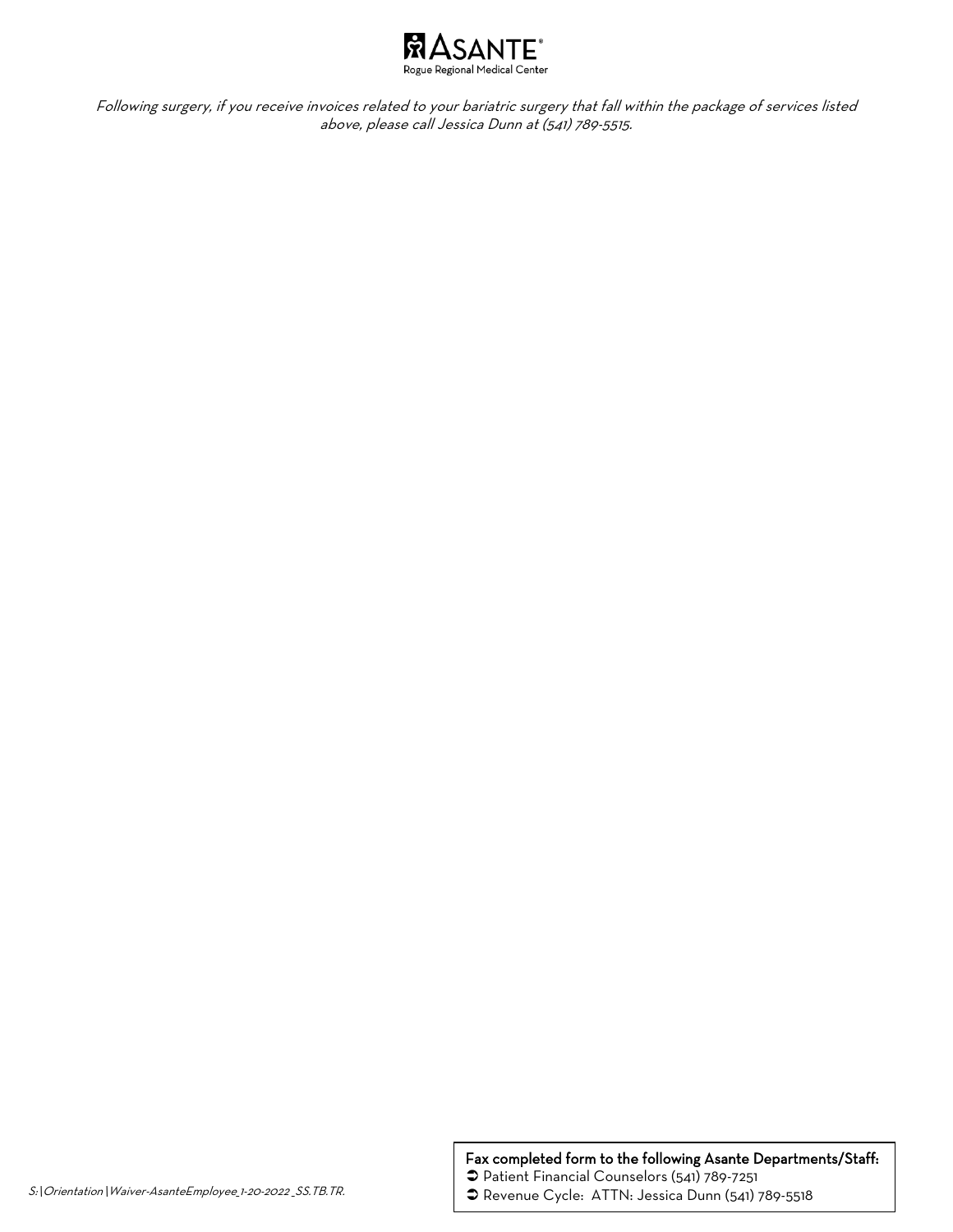ASANTE®
Rogue Regional Medical Center

*Following surgery, if you receive invoices related to your bariatric surgery that fall within the package of services listed above, please call Jessica Dunn at (541) 789-5515.*

*S:|Orientation|Waiver-AsanteEmployee_1-20-2022 _SS.TB.TR.*

**Fax completed form to the following Asante Departments/Staff:**

- ➲ Patient Financial Counselors (541) 789-7251
- ➲ Revenue Cycle: ATTN: Jessica Dunn (541) 789-5518